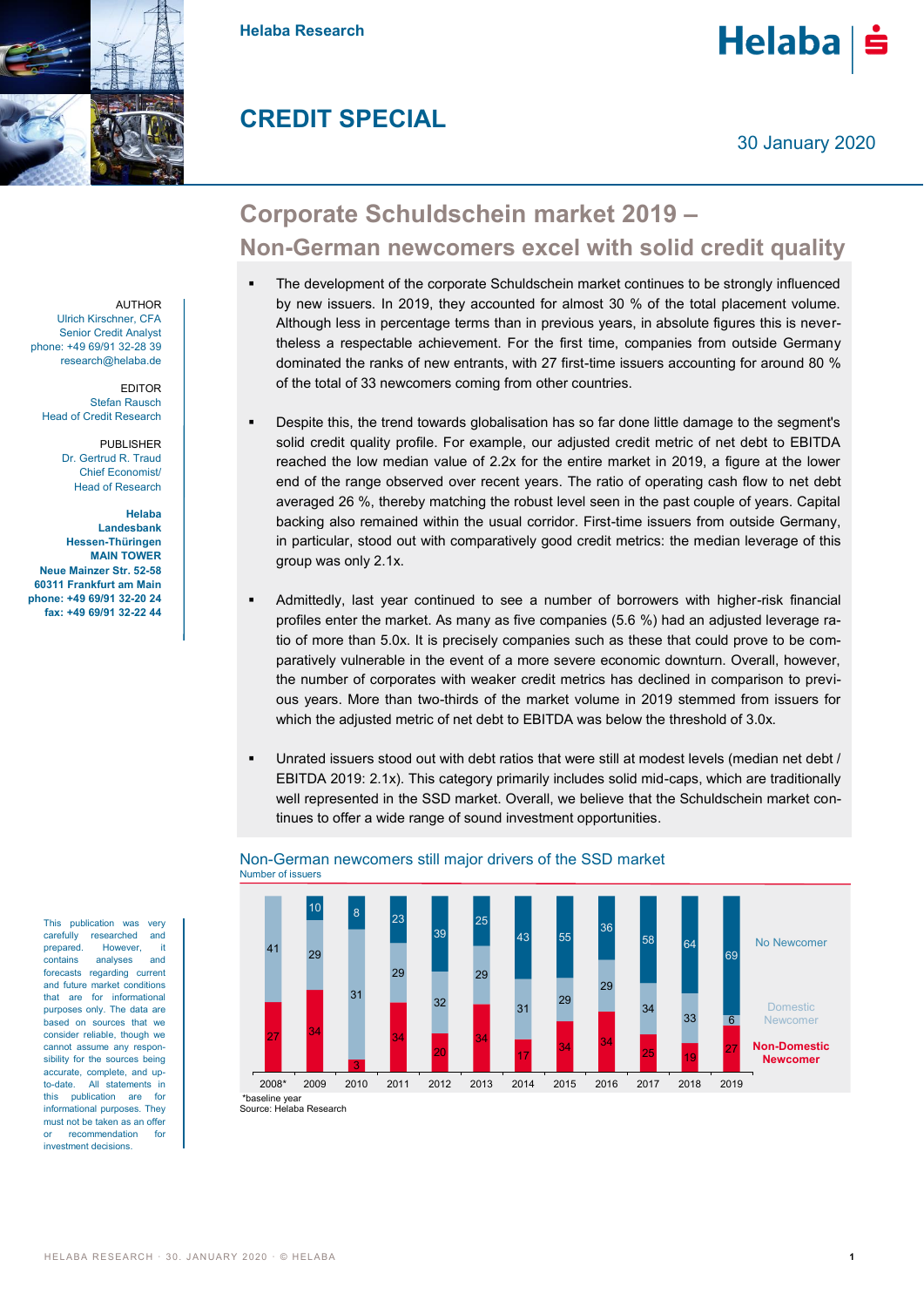Helaba Research

# CREDIT SPECIAL

30 January 2020

## Corporate Schuldschein market 2019 – Non-German newcomers excel with solid credit quality

AUTHOR
Ulrich Kirschner, CFA
Senior Credit Analyst
phone: +49 69/91 32-28 39
research@helaba.de

EDITOR
Stefan Rausch
Head of Credit Research

PUBLISHER
Dr. Gertrud R. Traud
Chief Economist/
Head of Research

**Helaba**
**Landesbank**
**Hessen-Thüringen**
**MAIN TOWER**
**Neue Mainzer Str. 52-58**
**60311 Frankfurt am Main**
**phone: +49 69/91 32-20 24**
**fax: +49 69/91 32-22 44**

- The development of the corporate Schuldschein market continues to be strongly influenced by new issuers. In 2019, they accounted for almost 30 % of the total placement volume. Although less in percentage terms than in previous years, in absolute figures this is nevertheless a respectable achievement. For the first time, companies from outside Germany dominated the ranks of new entrants, with 27 first-time issuers accounting for around 80 % of the total of 33 newcomers coming from other countries.

- Despite this, the trend towards globalisation has so far done little damage to the segment's solid credit quality profile. For example, our adjusted credit metric of net debt to EBITDA reached the low median value of 2.2x for the entire market in 2019, a figure at the lower end of the range observed over recent years. The ratio of operating cash flow to net debt averaged 26 %, thereby matching the robust level seen in the past couple of years. Capital backing also remained within the usual corridor. First-time issuers from outside Germany, in particular, stood out with comparatively good credit metrics: the median leverage of this group was only 2.1x.

- Admittedly, last year continued to see a number of borrowers with higher-risk financial profiles enter the market. As many as five companies (5.6 %) had an adjusted leverage ratio of more than 5.0x. It is precisely companies such as these that could prove to be comparatively vulnerable in the event of a more severe economic downturn. Overall, however, the number of corporates with weaker credit metrics has declined in comparison to previous years. More than two-thirds of the market volume in 2019 stemmed from issuers for which the adjusted metric of net debt to EBITDA was below the threshold of 3.0x.

- Unrated issuers stood out with debt ratios that were still at modest levels (median net debt / EBITDA 2019: 2.1x). This category primarily includes solid mid-caps, which are traditionally well represented in the SSD market. Overall, we believe that the Schuldschein market continues to offer a wide range of sound investment opportunities.

### Non-German newcomers still major drivers of the SSD market

Number of issuers

| Year | No Newcomer | Domestic Newcomer | Non-Domestic Newcomer |
|---|---|---|---|
| 2008* | | 41 | 27 |
| 2009 | 10 | 29 | 34 |
| 2010 | 8 | 31 | 3 |
| 2011 | 23 | 29 | 34 |
| 2012 | 39 | 32 | 20 |
| 2013 | 25 | 29 | 34 |
| 2014 | 43 | 31 | 17 |
| 2015 | 55 | 29 | 34 |
| 2016 | 36 | 29 | 34 |
| 2017 | 58 | 34 | 25 |
| 2018 | 64 | 33 | 19 |
| 2019 | 69 | 6 | 27 |

*baseline year
Source: Helaba Research

This publication was very carefully researched and prepared. However, it contains analyses and forecasts regarding current and future market conditions that are for informational purposes only. The data are based on sources that we consider reliable, though we cannot assume any responsibility for the sources being accurate, complete, and up-to-date. All statements in this publication are for informational purposes. They must not be taken as an offer or recommendation for investment decisions.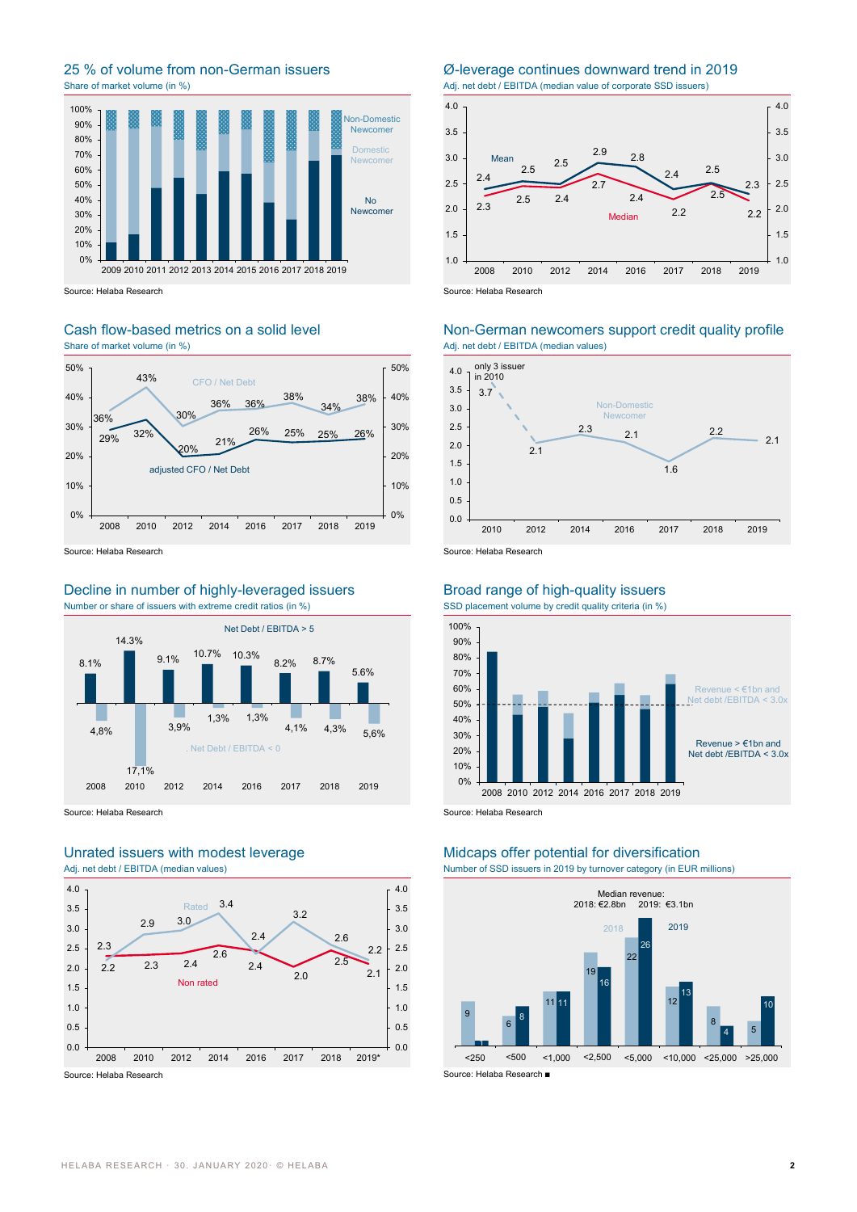## 25 % of volume from non-German issuers

Share of market volume (in %)

100%
90%
80%
70%
60%
50%
40%
30%
20%
10%
0%

2009 2010 2011 2012 2013 2014 2015 2016 2017 2018 2019

Non-Domestic Newcomer

Domestic Newcomer

No Newcomer

Source: Helaba Research

## Ø-leverage continues downward trend in 2019

Adj. net debt / EBITDA (median value of corporate SSD issuers)

4.0
3.5
3.0
2.5
2.0
1.5
1.0

2008 2010 2012 2014 2016 2017 2018 2019

Mean

2.4 2.5 2.5 2.9 2.8 2.4 2.5 2.3

Median

2.3 2.5 2.4 2.7 2.4 2.2 2.5 2.2

Source: Helaba Research

## Cash flow-based metrics on a solid level

Share of market volume (in %)

50%
40%
30%
20%
10%
0%

2008 2010 2012 2014 2016 2017 2018 2019

CFO / Net Debt

36% 43% 30% 36% 36% 38% 34% 38%

adjusted CFO / Net Debt

29% 32% 20% 21% 26% 25% 25% 26%

Source: Helaba Research

## Non-German newcomers support credit quality profile

Adj. net debt / EBITDA (median values)

4.0
3.5
3.0
2.5
2.0
1.5
1.0
0.5
0.0

2010 2012 2014 2016 2017 2018 2019

only 3 issuer in 2010

Non-Domestic Newcomer

3.7 2.1 2.3 2.1 1.6 2.2 2.1

Source: Helaba Research

## Decline in number of highly-leveraged issuers

Number or share of issuers with extreme credit ratios (in %)

Net Debt / EBITDA > 5

8.1% 14.3% 9.1% 10.7% 10.3% 8.2% 8.7% 5.6%

Net Debt / EBITDA < 0

4,8% 17,1% 3,9% 1,3% 1,3% 4,1% 4,3% 5,6%

2008 2010 2012 2014 2016 2017 2018 2019

Source: Helaba Research

## Broad range of high-quality issuers

SSD placement volume by credit quality criteria (in %)

100%
90%
80%
70%
60%
50%
40%
30%
20%
10%
0%

2008 2010 2012 2014 2016 2017 2018 2019

Revenue < €1bn and Net debt /EBITDA < 3.0x

Revenue > €1bn and Net debt /EBITDA < 3.0x

Source: Helaba Research

## Unrated issuers with modest leverage

Adj. net debt / EBITDA (median values)

4.0
3.5
3.0
2.5
2.0
1.5
1.0
0.5
0.0

2008 2010 2012 2014 2016 2017 2018 2019*

Rated

2.3 2.9 3.0 3.4 2.4 3.2 2.6 2.2

Non rated

2.2 2.3 2.4 2.6 2.4 2.0 2.5 2.1

Source: Helaba Research

## Midcaps offer potential for diversification

Number of SSD issuers in 2019 by turnover category (in EUR millions)

Median revenue:
2018: €2.8bn 2019: €3.1bn

2018

2019

9 6 8 11 11 19 16 22 26 12 13 8 4 5 10

<250 <500 <1,000 <2,500 <5,000 <10,000 <25,000 >25,000

Source: Helaba Research ■